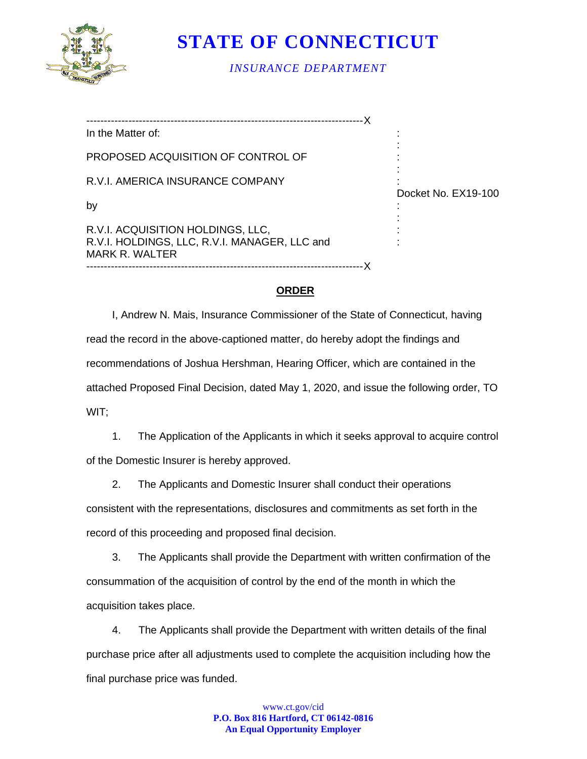# STATE OF CONNECTICUT

*INSURANCE DEPARTMENT*

| | |
|---|---|
| In the Matter of: | |
| PROPOSED ACQUISITION OF CONTROL OF | |
| R.V.I. AMERICA INSURANCE COMPANY | Docket No. EX19-100 |
| by | |
| R.V.I. ACQUISITION HOLDINGS, LLC, R.V.I. HOLDINGS, LLC, R.V.I. MANAGER, LLC and MARK R. WALTER | |

## ORDER

I, Andrew N. Mais, Insurance Commissioner of the State of Connecticut, having read the record in the above-captioned matter, do hereby adopt the findings and recommendations of Joshua Hershman, Hearing Officer, which are contained in the attached Proposed Final Decision, dated May 1, 2020, and issue the following order, TO WIT;

1. The Application of the Applicants in which it seeks approval to acquire control of the Domestic Insurer is hereby approved.

2. The Applicants and Domestic Insurer shall conduct their operations consistent with the representations, disclosures and commitments as set forth in the record of this proceeding and proposed final decision.

3. The Applicants shall provide the Department with written confirmation of the consummation of the acquisition of control by the end of the month in which the acquisition takes place.

4. The Applicants shall provide the Department with written details of the final purchase price after all adjustments used to complete the acquisition including how the final purchase price was funded.

www.ct.gov/cid
**P.O. Box 816 Hartford, CT 06142-0816**
**An Equal Opportunity Employer**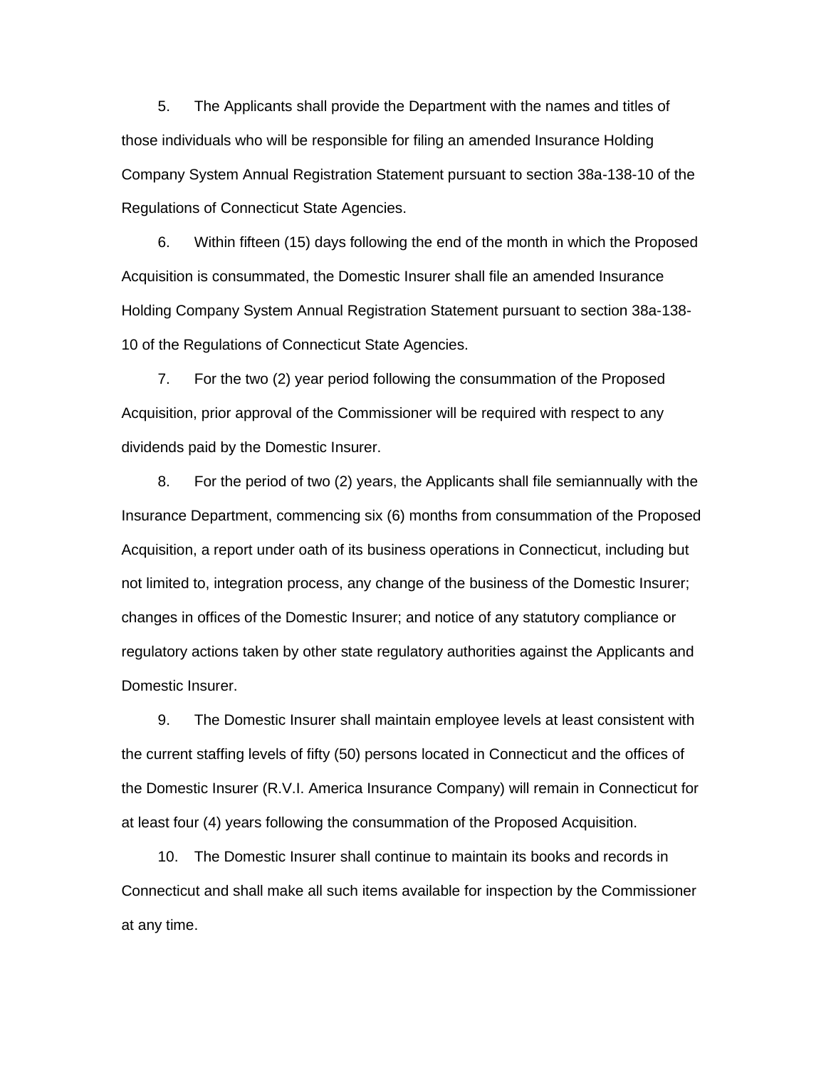5. The Applicants shall provide the Department with the names and titles of those individuals who will be responsible for filing an amended Insurance Holding Company System Annual Registration Statement pursuant to section 38a-138-10 of the Regulations of Connecticut State Agencies.

6. Within fifteen (15) days following the end of the month in which the Proposed Acquisition is consummated, the Domestic Insurer shall file an amended Insurance Holding Company System Annual Registration Statement pursuant to section 38a-138-10 of the Regulations of Connecticut State Agencies.

7. For the two (2) year period following the consummation of the Proposed Acquisition, prior approval of the Commissioner will be required with respect to any dividends paid by the Domestic Insurer.

8. For the period of two (2) years, the Applicants shall file semiannually with the Insurance Department, commencing six (6) months from consummation of the Proposed Acquisition, a report under oath of its business operations in Connecticut, including but not limited to, integration process, any change of the business of the Domestic Insurer; changes in offices of the Domestic Insurer; and notice of any statutory compliance or regulatory actions taken by other state regulatory authorities against the Applicants and Domestic Insurer.

9. The Domestic Insurer shall maintain employee levels at least consistent with the current staffing levels of fifty (50) persons located in Connecticut and the offices of the Domestic Insurer (R.V.I. America Insurance Company) will remain in Connecticut for at least four (4) years following the consummation of the Proposed Acquisition.

10. The Domestic Insurer shall continue to maintain its books and records in Connecticut and shall make all such items available for inspection by the Commissioner at any time.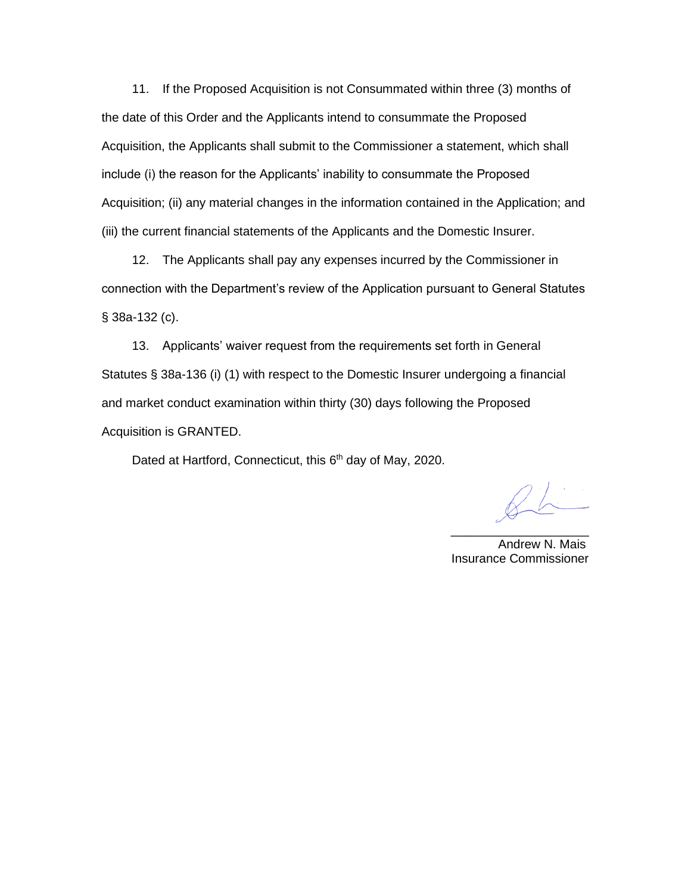11. If the Proposed Acquisition is not Consummated within three (3) months of the date of this Order and the Applicants intend to consummate the Proposed Acquisition, the Applicants shall submit to the Commissioner a statement, which shall include (i) the reason for the Applicants' inability to consummate the Proposed Acquisition; (ii) any material changes in the information contained in the Application; and (iii) the current financial statements of the Applicants and the Domestic Insurer.

12. The Applicants shall pay any expenses incurred by the Commissioner in connection with the Department's review of the Application pursuant to General Statutes § 38a-132 (c).

13. Applicants' waiver request from the requirements set forth in General Statutes § 38a-136 (i) (1) with respect to the Domestic Insurer undergoing a financial and market conduct examination within thirty (30) days following the Proposed Acquisition is GRANTED.

Dated at Hartford, Connecticut, this 6th day of May, 2020.

\_\_\_\_\_\_\_\_\_\_\_\_\_\_\_\_\_\_\_\_\_\_

Andrew N. Mais
Insurance Commissioner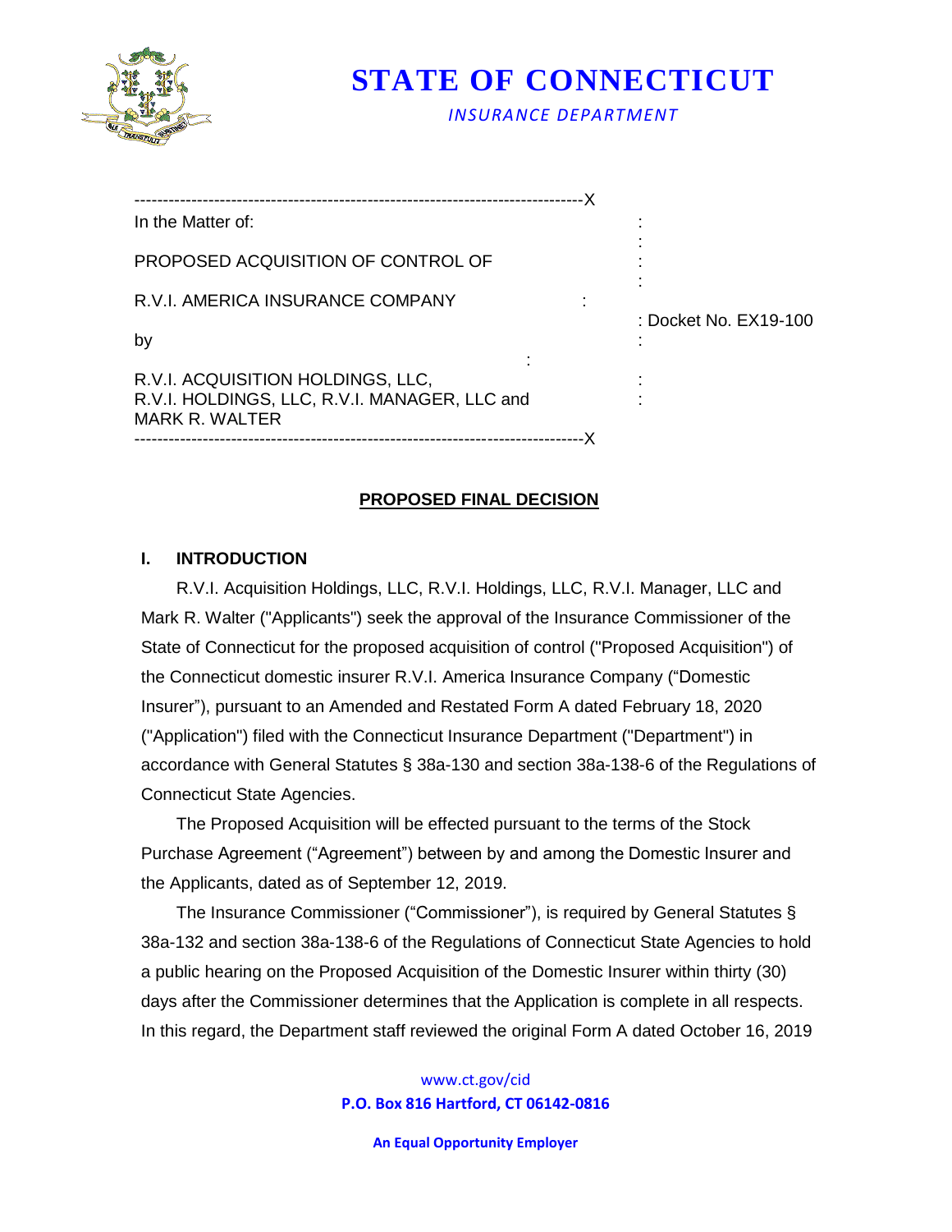# STATE OF CONNECTICUT

*INSURANCE DEPARTMENT*

---

In the Matter of:

PROPOSED ACQUISITION OF CONTROL OF

R.V.I. AMERICA INSURANCE COMPANY

by

R.V.I. ACQUISITION HOLDINGS, LLC,
R.V.I. HOLDINGS, LLC, R.V.I. MANAGER, LLC and
MARK R. WALTER

: Docket No. EX19-100

---

## PROPOSED FINAL DECISION

### I. INTRODUCTION

R.V.I. Acquisition Holdings, LLC, R.V.I. Holdings, LLC, R.V.I. Manager, LLC and Mark R. Walter ("Applicants") seek the approval of the Insurance Commissioner of the State of Connecticut for the proposed acquisition of control ("Proposed Acquisition") of the Connecticut domestic insurer R.V.I. America Insurance Company ("Domestic Insurer"), pursuant to an Amended and Restated Form A dated February 18, 2020 ("Application") filed with the Connecticut Insurance Department ("Department") in accordance with General Statutes § 38a-130 and section 38a-138-6 of the Regulations of Connecticut State Agencies.

The Proposed Acquisition will be effected pursuant to the terms of the Stock Purchase Agreement ("Agreement") between by and among the Domestic Insurer and the Applicants, dated as of September 12, 2019.

The Insurance Commissioner ("Commissioner"), is required by General Statutes § 38a-132 and section 38a-138-6 of the Regulations of Connecticut State Agencies to hold a public hearing on the Proposed Acquisition of the Domestic Insurer within thirty (30) days after the Commissioner determines that the Application is complete in all respects. In this regard, the Department staff reviewed the original Form A dated October 16, 2019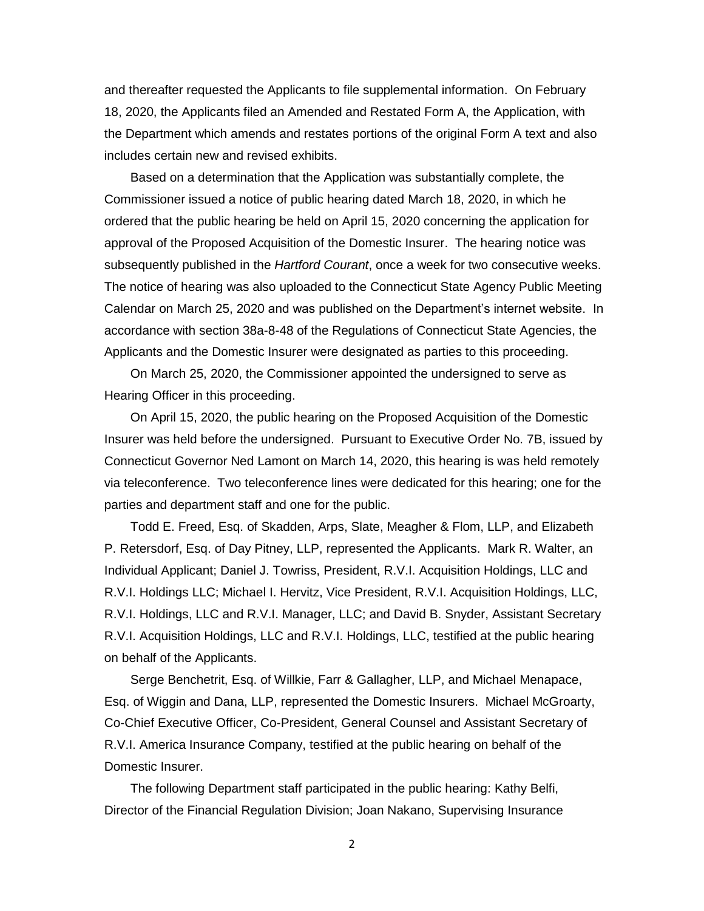and thereafter requested the Applicants to file supplemental information. On February 18, 2020, the Applicants filed an Amended and Restated Form A, the Application, with the Department which amends and restates portions of the original Form A text and also includes certain new and revised exhibits.

Based on a determination that the Application was substantially complete, the Commissioner issued a notice of public hearing dated March 18, 2020, in which he ordered that the public hearing be held on April 15, 2020 concerning the application for approval of the Proposed Acquisition of the Domestic Insurer. The hearing notice was subsequently published in the *Hartford Courant*, once a week for two consecutive weeks. The notice of hearing was also uploaded to the Connecticut State Agency Public Meeting Calendar on March 25, 2020 and was published on the Department's internet website. In accordance with section 38a-8-48 of the Regulations of Connecticut State Agencies, the Applicants and the Domestic Insurer were designated as parties to this proceeding.

On March 25, 2020, the Commissioner appointed the undersigned to serve as Hearing Officer in this proceeding.

On April 15, 2020, the public hearing on the Proposed Acquisition of the Domestic Insurer was held before the undersigned. Pursuant to Executive Order No. 7B, issued by Connecticut Governor Ned Lamont on March 14, 2020, this hearing is was held remotely via teleconference. Two teleconference lines were dedicated for this hearing; one for the parties and department staff and one for the public.

Todd E. Freed, Esq. of Skadden, Arps, Slate, Meagher & Flom, LLP, and Elizabeth P. Retersdorf, Esq. of Day Pitney, LLP, represented the Applicants. Mark R. Walter, an Individual Applicant; Daniel J. Towriss, President, R.V.I. Acquisition Holdings, LLC and R.V.I. Holdings LLC; Michael I. Hervitz, Vice President, R.V.I. Acquisition Holdings, LLC, R.V.I. Holdings, LLC and R.V.I. Manager, LLC; and David B. Snyder, Assistant Secretary R.V.I. Acquisition Holdings, LLC and R.V.I. Holdings, LLC, testified at the public hearing on behalf of the Applicants.

Serge Benchetrit, Esq. of Willkie, Farr & Gallagher, LLP, and Michael Menapace, Esq. of Wiggin and Dana, LLP, represented the Domestic Insurers. Michael McGroarty, Co-Chief Executive Officer, Co-President, General Counsel and Assistant Secretary of R.V.I. America Insurance Company, testified at the public hearing on behalf of the Domestic Insurer.

The following Department staff participated in the public hearing: Kathy Belfi, Director of the Financial Regulation Division; Joan Nakano, Supervising Insurance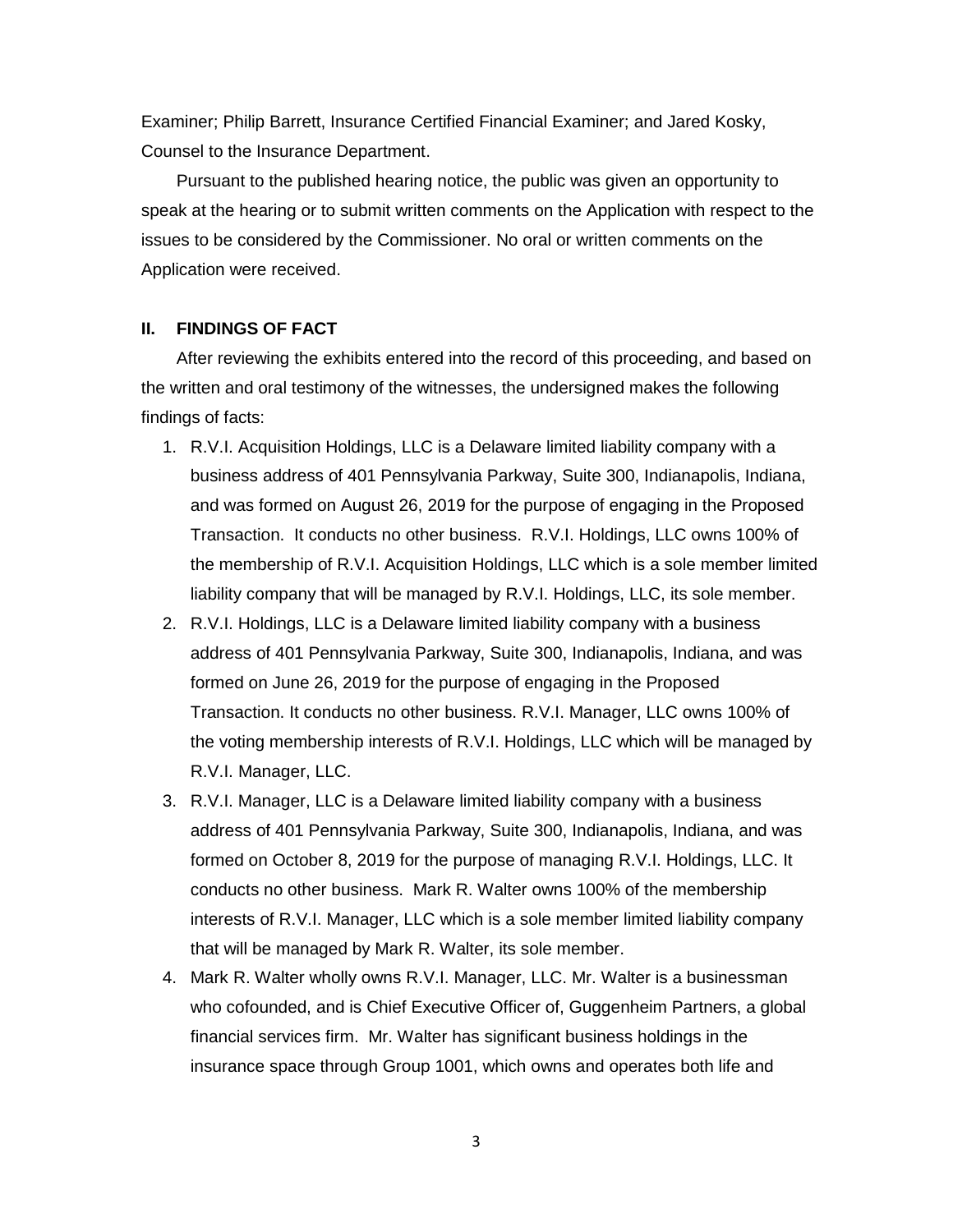Examiner; Philip Barrett, Insurance Certified Financial Examiner; and Jared Kosky, Counsel to the Insurance Department.

Pursuant to the published hearing notice, the public was given an opportunity to speak at the hearing or to submit written comments on the Application with respect to the issues to be considered by the Commissioner. No oral or written comments on the Application were received.

## II. FINDINGS OF FACT

After reviewing the exhibits entered into the record of this proceeding, and based on the written and oral testimony of the witnesses, the undersigned makes the following findings of facts:

1. R.V.I. Acquisition Holdings, LLC is a Delaware limited liability company with a business address of 401 Pennsylvania Parkway, Suite 300, Indianapolis, Indiana, and was formed on August 26, 2019 for the purpose of engaging in the Proposed Transaction. It conducts no other business. R.V.I. Holdings, LLC owns 100% of the membership of R.V.I. Acquisition Holdings, LLC which is a sole member limited liability company that will be managed by R.V.I. Holdings, LLC, its sole member.
2. R.V.I. Holdings, LLC is a Delaware limited liability company with a business address of 401 Pennsylvania Parkway, Suite 300, Indianapolis, Indiana, and was formed on June 26, 2019 for the purpose of engaging in the Proposed Transaction. It conducts no other business. R.V.I. Manager, LLC owns 100% of the voting membership interests of R.V.I. Holdings, LLC which will be managed by R.V.I. Manager, LLC.
3. R.V.I. Manager, LLC is a Delaware limited liability company with a business address of 401 Pennsylvania Parkway, Suite 300, Indianapolis, Indiana, and was formed on October 8, 2019 for the purpose of managing R.V.I. Holdings, LLC. It conducts no other business. Mark R. Walter owns 100% of the membership interests of R.V.I. Manager, LLC which is a sole member limited liability company that will be managed by Mark R. Walter, its sole member.
4. Mark R. Walter wholly owns R.V.I. Manager, LLC. Mr. Walter is a businessman who cofounded, and is Chief Executive Officer of, Guggenheim Partners, a global financial services firm. Mr. Walter has significant business holdings in the insurance space through Group 1001, which owns and operates both life and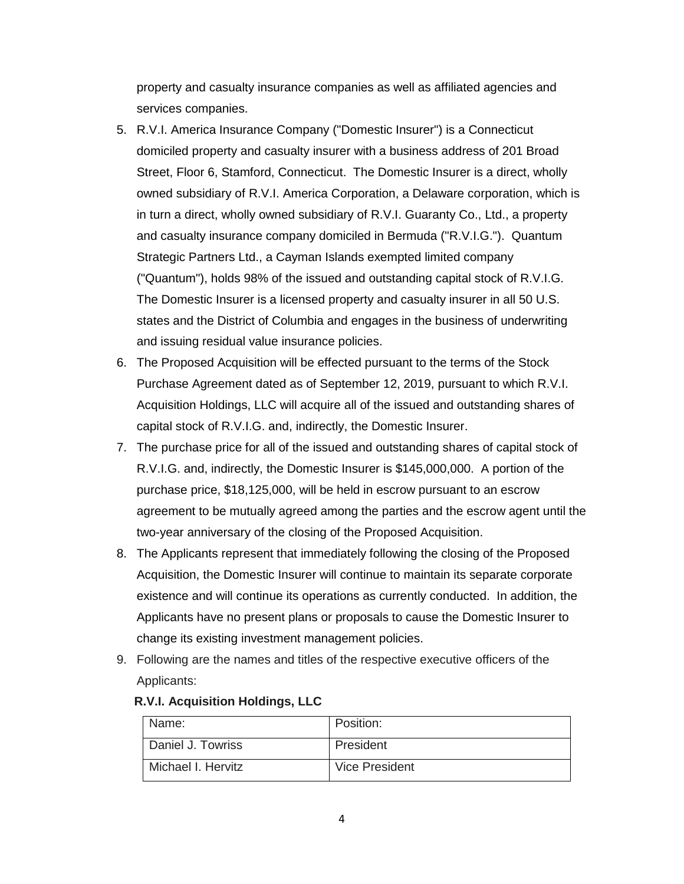property and casualty insurance companies as well as affiliated agencies and services companies.

5. R.V.I. America Insurance Company ("Domestic Insurer") is a Connecticut domiciled property and casualty insurer with a business address of 201 Broad Street, Floor 6, Stamford, Connecticut. The Domestic Insurer is a direct, wholly owned subsidiary of R.V.I. America Corporation, a Delaware corporation, which is in turn a direct, wholly owned subsidiary of R.V.I. Guaranty Co., Ltd., a property and casualty insurance company domiciled in Bermuda ("R.V.I.G."). Quantum Strategic Partners Ltd., a Cayman Islands exempted limited company ("Quantum"), holds 98% of the issued and outstanding capital stock of R.V.I.G. The Domestic Insurer is a licensed property and casualty insurer in all 50 U.S. states and the District of Columbia and engages in the business of underwriting and issuing residual value insurance policies.
6. The Proposed Acquisition will be effected pursuant to the terms of the Stock Purchase Agreement dated as of September 12, 2019, pursuant to which R.V.I. Acquisition Holdings, LLC will acquire all of the issued and outstanding shares of capital stock of R.V.I.G. and, indirectly, the Domestic Insurer.
7. The purchase price for all of the issued and outstanding shares of capital stock of R.V.I.G. and, indirectly, the Domestic Insurer is $145,000,000. A portion of the purchase price, $18,125,000, will be held in escrow pursuant to an escrow agreement to be mutually agreed among the parties and the escrow agent until the two-year anniversary of the closing of the Proposed Acquisition.
8. The Applicants represent that immediately following the closing of the Proposed Acquisition, the Domestic Insurer will continue to maintain its separate corporate existence and will continue its operations as currently conducted. In addition, the Applicants have no present plans or proposals to cause the Domestic Insurer to change its existing investment management policies.
9. Following are the names and titles of the respective executive officers of the Applicants:

**R.V.I. Acquisition Holdings, LLC**

| Name: | Position: |
|---|---|
| Daniel J. Towriss | President |
| Michael I. Hervitz | Vice President |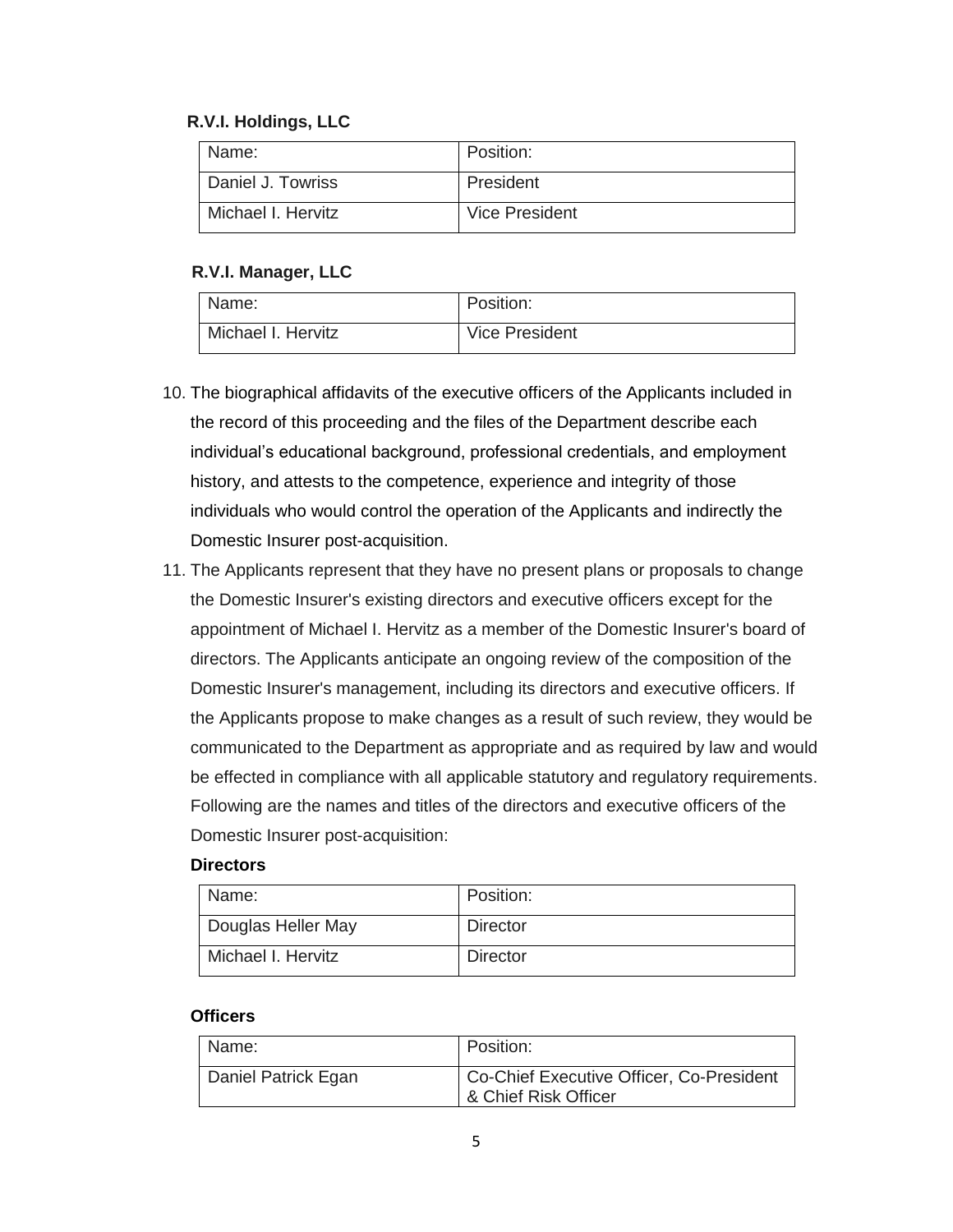**R.V.I. Holdings, LLC**

| Name: | Position: |
|---|---|
| Daniel J. Towriss | President |
| Michael I. Hervitz | Vice President |

**R.V.I. Manager, LLC**

| Name: | Position: |
|---|---|
| Michael I. Hervitz | Vice President |

10. The biographical affidavits of the executive officers of the Applicants included in the record of this proceeding and the files of the Department describe each individual's educational background, professional credentials, and employment history, and attests to the competence, experience and integrity of those individuals who would control the operation of the Applicants and indirectly the Domestic Insurer post-acquisition.

11. The Applicants represent that they have no present plans or proposals to change the Domestic Insurer's existing directors and executive officers except for the appointment of Michael I. Hervitz as a member of the Domestic Insurer's board of directors. The Applicants anticipate an ongoing review of the composition of the Domestic Insurer's management, including its directors and executive officers. If the Applicants propose to make changes as a result of such review, they would be communicated to the Department as appropriate and as required by law and would be effected in compliance with all applicable statutory and regulatory requirements. Following are the names and titles of the directors and executive officers of the Domestic Insurer post-acquisition:

**Directors**

| Name: | Position: |
|---|---|
| Douglas Heller May | Director |
| Michael I. Hervitz | Director |

**Officers**

| Name: | Position: |
|---|---|
| Daniel Patrick Egan | Co-Chief Executive Officer, Co-President & Chief Risk Officer |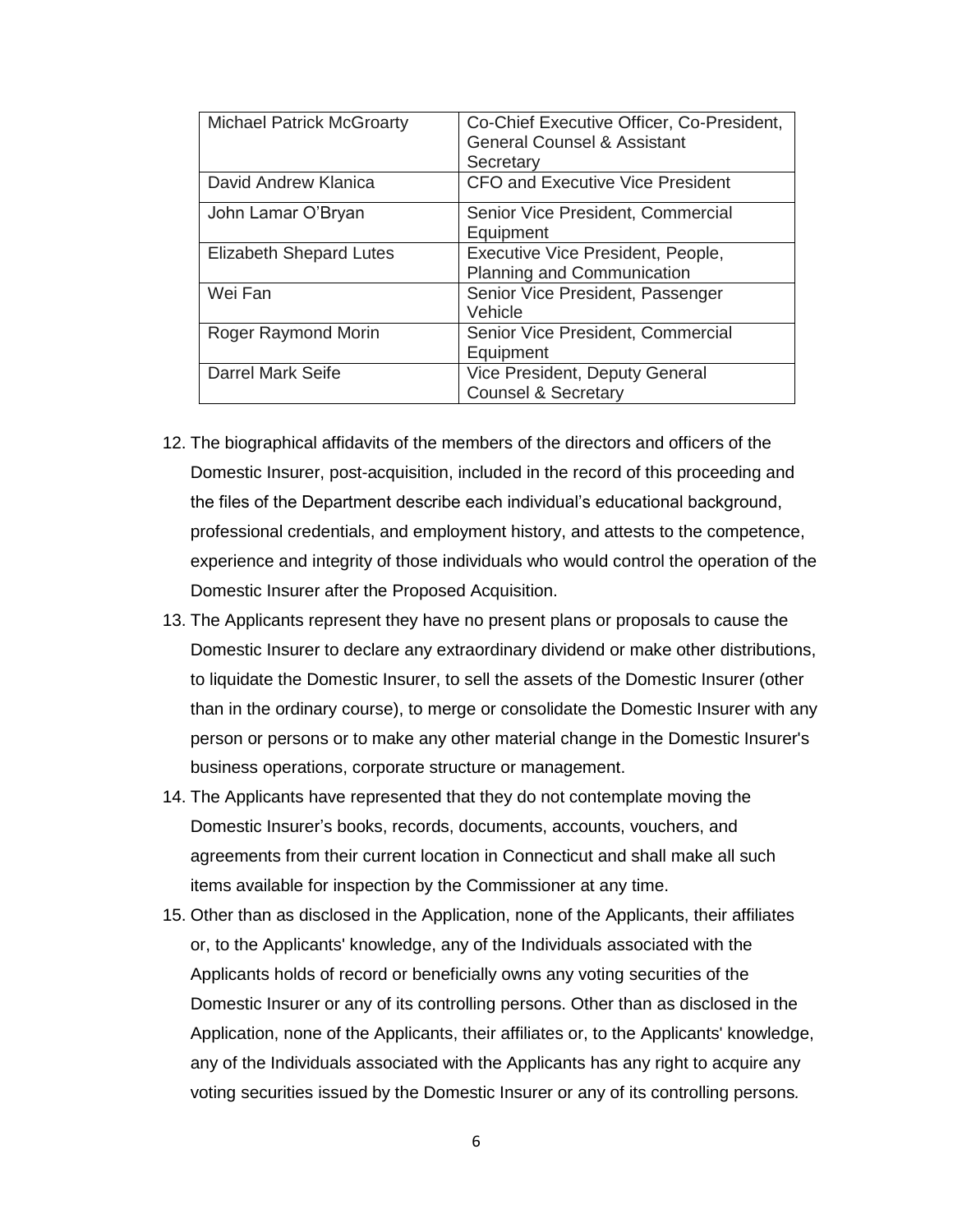| | |
|---|---|
| Michael Patrick McGroarty | Co-Chief Executive Officer, Co-President, General Counsel & Assistant Secretary |
| David Andrew Klanica | CFO and Executive Vice President |
| John Lamar O'Bryan | Senior Vice President, Commercial Equipment |
| Elizabeth Shepard Lutes | Executive Vice President, People, Planning and Communication |
| Wei Fan | Senior Vice President, Passenger Vehicle |
| Roger Raymond Morin | Senior Vice President, Commercial Equipment |
| Darrel Mark Seife | Vice President, Deputy General Counsel & Secretary |

12. The biographical affidavits of the members of the directors and officers of the Domestic Insurer, post-acquisition, included in the record of this proceeding and the files of the Department describe each individual's educational background, professional credentials, and employment history, and attests to the competence, experience and integrity of those individuals who would control the operation of the Domestic Insurer after the Proposed Acquisition.
13. The Applicants represent they have no present plans or proposals to cause the Domestic Insurer to declare any extraordinary dividend or make other distributions, to liquidate the Domestic Insurer, to sell the assets of the Domestic Insurer (other than in the ordinary course), to merge or consolidate the Domestic Insurer with any person or persons or to make any other material change in the Domestic Insurer's business operations, corporate structure or management.
14. The Applicants have represented that they do not contemplate moving the Domestic Insurer's books, records, documents, accounts, vouchers, and agreements from their current location in Connecticut and shall make all such items available for inspection by the Commissioner at any time.
15. Other than as disclosed in the Application, none of the Applicants, their affiliates or, to the Applicants' knowledge, any of the Individuals associated with the Applicants holds of record or beneficially owns any voting securities of the Domestic Insurer or any of its controlling persons. Other than as disclosed in the Application, none of the Applicants, their affiliates or, to the Applicants' knowledge, any of the Individuals associated with the Applicants has any right to acquire any voting securities issued by the Domestic Insurer or any of its controlling persons.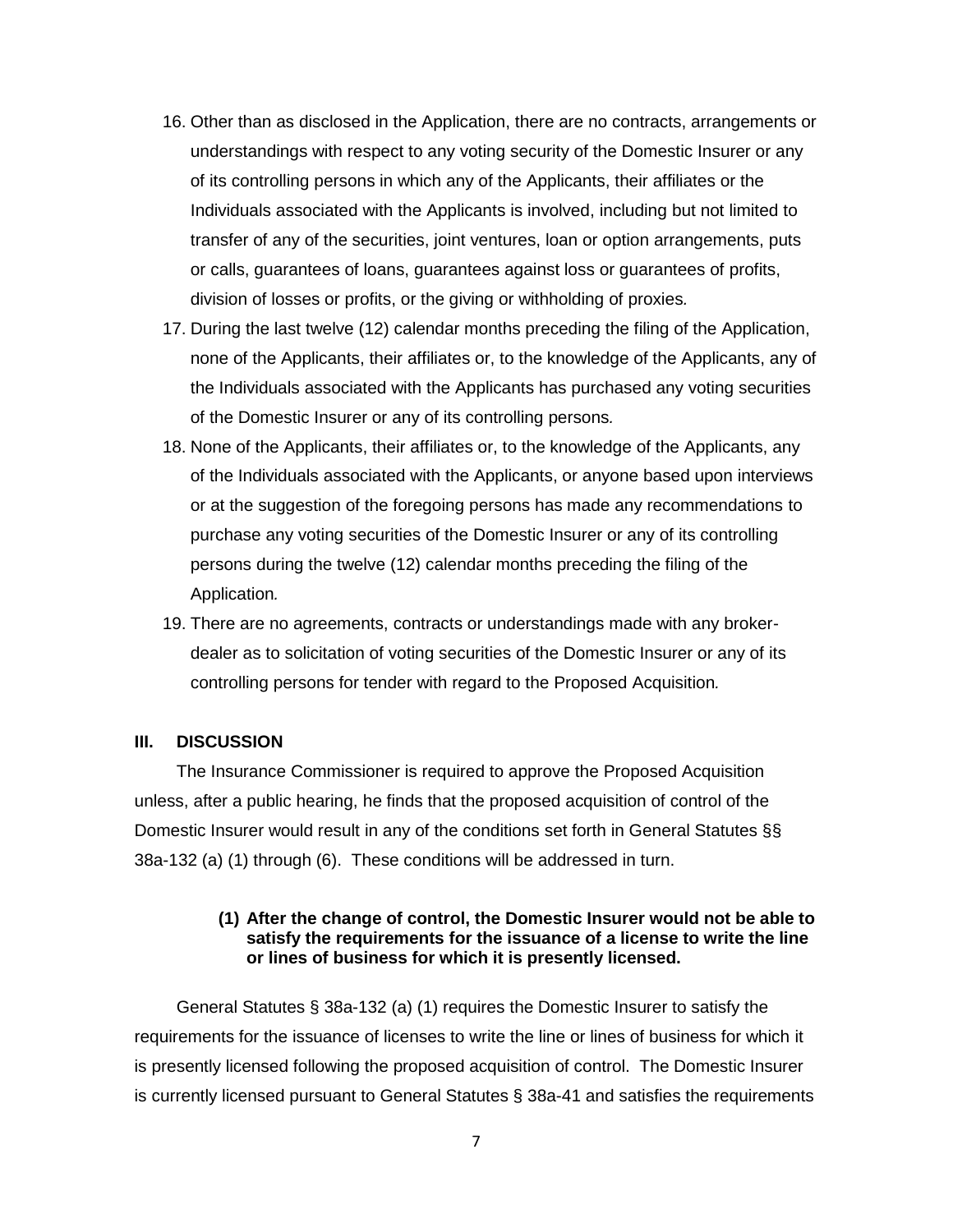16. Other than as disclosed in the Application, there are no contracts, arrangements or understandings with respect to any voting security of the Domestic Insurer or any of its controlling persons in which any of the Applicants, their affiliates or the Individuals associated with the Applicants is involved, including but not limited to transfer of any of the securities, joint ventures, loan or option arrangements, puts or calls, guarantees of loans, guarantees against loss or guarantees of profits, division of losses or profits, or the giving or withholding of proxies.
17. During the last twelve (12) calendar months preceding the filing of the Application, none of the Applicants, their affiliates or, to the knowledge of the Applicants, any of the Individuals associated with the Applicants has purchased any voting securities of the Domestic Insurer or any of its controlling persons.
18. None of the Applicants, their affiliates or, to the knowledge of the Applicants, any of the Individuals associated with the Applicants, or anyone based upon interviews or at the suggestion of the foregoing persons has made any recommendations to purchase any voting securities of the Domestic Insurer or any of its controlling persons during the twelve (12) calendar months preceding the filing of the Application.
19. There are no agreements, contracts or understandings made with any broker-dealer as to solicitation of voting securities of the Domestic Insurer or any of its controlling persons for tender with regard to the Proposed Acquisition.

## III. DISCUSSION

The Insurance Commissioner is required to approve the Proposed Acquisition unless, after a public hearing, he finds that the proposed acquisition of control of the Domestic Insurer would result in any of the conditions set forth in General Statutes §§ 38a-132 (a) (1) through (6). These conditions will be addressed in turn.

### (1) After the change of control, the Domestic Insurer would not be able to satisfy the requirements for the issuance of a license to write the line or lines of business for which it is presently licensed.

General Statutes § 38a-132 (a) (1) requires the Domestic Insurer to satisfy the requirements for the issuance of licenses to write the line or lines of business for which it is presently licensed following the proposed acquisition of control. The Domestic Insurer is currently licensed pursuant to General Statutes § 38a-41 and satisfies the requirements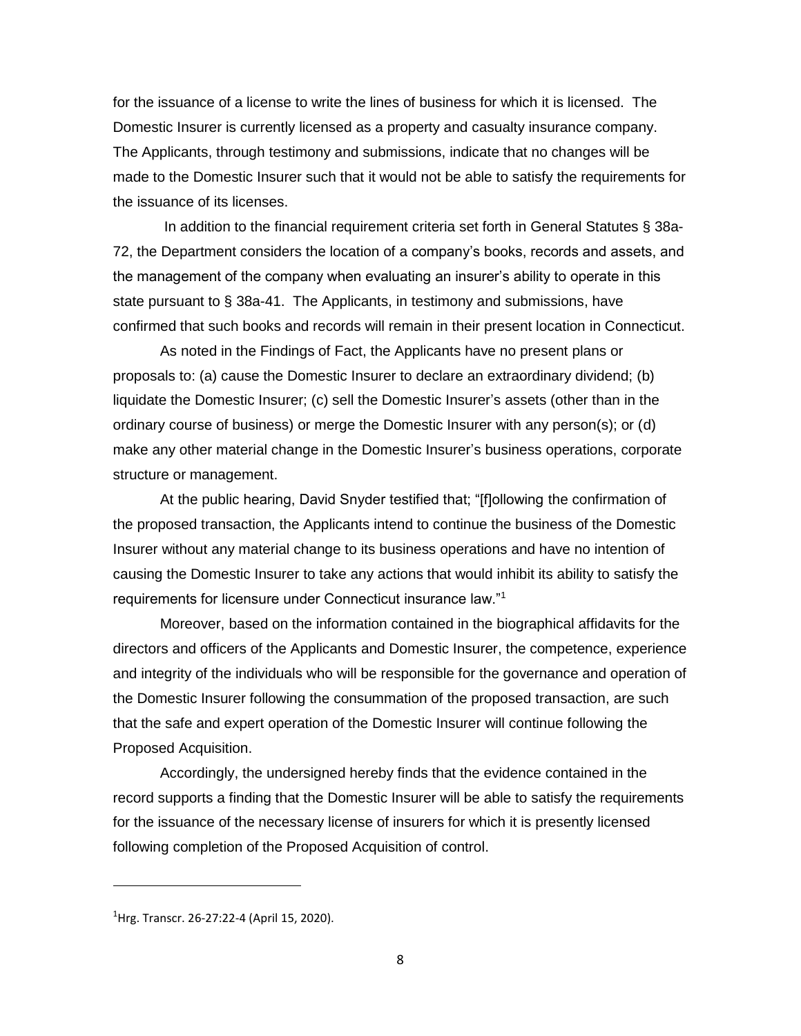for the issuance of a license to write the lines of business for which it is licensed. The Domestic Insurer is currently licensed as a property and casualty insurance company. The Applicants, through testimony and submissions, indicate that no changes will be made to the Domestic Insurer such that it would not be able to satisfy the requirements for the issuance of its licenses.

In addition to the financial requirement criteria set forth in General Statutes § 38a-72, the Department considers the location of a company's books, records and assets, and the management of the company when evaluating an insurer's ability to operate in this state pursuant to § 38a-41. The Applicants, in testimony and submissions, have confirmed that such books and records will remain in their present location in Connecticut.

As noted in the Findings of Fact, the Applicants have no present plans or proposals to: (a) cause the Domestic Insurer to declare an extraordinary dividend; (b) liquidate the Domestic Insurer; (c) sell the Domestic Insurer's assets (other than in the ordinary course of business) or merge the Domestic Insurer with any person(s); or (d) make any other material change in the Domestic Insurer's business operations, corporate structure or management.

At the public hearing, David Snyder testified that; "[f]ollowing the confirmation of the proposed transaction, the Applicants intend to continue the business of the Domestic Insurer without any material change to its business operations and have no intention of causing the Domestic Insurer to take any actions that would inhibit its ability to satisfy the requirements for licensure under Connecticut insurance law."[1]

Moreover, based on the information contained in the biographical affidavits for the directors and officers of the Applicants and Domestic Insurer, the competence, experience and integrity of the individuals who will be responsible for the governance and operation of the Domestic Insurer following the consummation of the proposed transaction, are such that the safe and expert operation of the Domestic Insurer will continue following the Proposed Acquisition.

Accordingly, the undersigned hereby finds that the evidence contained in the record supports a finding that the Domestic Insurer will be able to satisfy the requirements for the issuance of the necessary license of insurers for which it is presently licensed following completion of the Proposed Acquisition of control.

---

[1] Hrg. Transcr. 26-27:22-4 (April 15, 2020).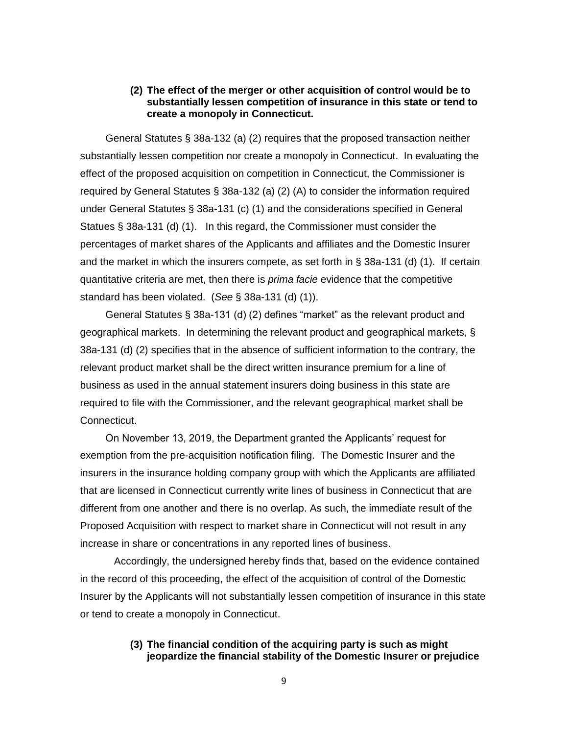**(2) The effect of the merger or other acquisition of control would be to substantially lessen competition of insurance in this state or tend to create a monopoly in Connecticut.**

General Statutes § 38a-132 (a) (2) requires that the proposed transaction neither substantially lessen competition nor create a monopoly in Connecticut. In evaluating the effect of the proposed acquisition on competition in Connecticut, the Commissioner is required by General Statutes § 38a-132 (a) (2) (A) to consider the information required under General Statutes § 38a-131 (c) (1) and the considerations specified in General Statues § 38a-131 (d) (1). In this regard, the Commissioner must consider the percentages of market shares of the Applicants and affiliates and the Domestic Insurer and the market in which the insurers compete, as set forth in § 38a-131 (d) (1). If certain quantitative criteria are met, then there is *prima facie* evidence that the competitive standard has been violated. (*See* § 38a-131 (d) (1)).

General Statutes § 38a-131 (d) (2) defines "market" as the relevant product and geographical markets. In determining the relevant product and geographical markets, § 38a-131 (d) (2) specifies that in the absence of sufficient information to the contrary, the relevant product market shall be the direct written insurance premium for a line of business as used in the annual statement insurers doing business in this state are required to file with the Commissioner, and the relevant geographical market shall be Connecticut.

On November 13, 2019, the Department granted the Applicants' request for exemption from the pre-acquisition notification filing. The Domestic Insurer and the insurers in the insurance holding company group with which the Applicants are affiliated that are licensed in Connecticut currently write lines of business in Connecticut that are different from one another and there is no overlap. As such, the immediate result of the Proposed Acquisition with respect to market share in Connecticut will not result in any increase in share or concentrations in any reported lines of business.

Accordingly, the undersigned hereby finds that, based on the evidence contained in the record of this proceeding, the effect of the acquisition of control of the Domestic Insurer by the Applicants will not substantially lessen competition of insurance in this state or tend to create a monopoly in Connecticut.

**(3) The financial condition of the acquiring party is such as might jeopardize the financial stability of the Domestic Insurer or prejudice**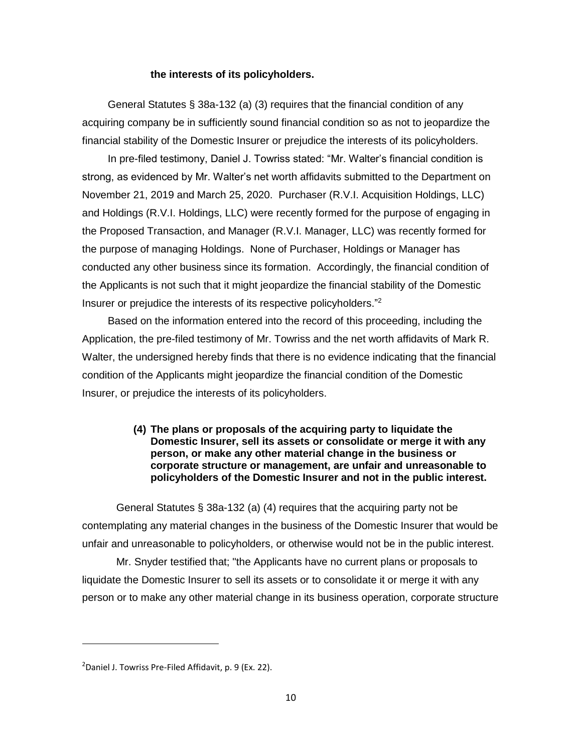**the interests of its policyholders.**

General Statutes § 38a-132 (a) (3) requires that the financial condition of any acquiring company be in sufficiently sound financial condition so as not to jeopardize the financial stability of the Domestic Insurer or prejudice the interests of its policyholders.

In pre-filed testimony, Daniel J. Towriss stated: "Mr. Walter's financial condition is strong, as evidenced by Mr. Walter's net worth affidavits submitted to the Department on November 21, 2019 and March 25, 2020. Purchaser (R.V.I. Acquisition Holdings, LLC) and Holdings (R.V.I. Holdings, LLC) were recently formed for the purpose of engaging in the Proposed Transaction, and Manager (R.V.I. Manager, LLC) was recently formed for the purpose of managing Holdings. None of Purchaser, Holdings or Manager has conducted any other business since its formation. Accordingly, the financial condition of the Applicants is not such that it might jeopardize the financial stability of the Domestic Insurer or prejudice the interests of its respective policyholders."[2]

Based on the information entered into the record of this proceeding, including the Application, the pre-filed testimony of Mr. Towriss and the net worth affidavits of Mark R. Walter, the undersigned hereby finds that there is no evidence indicating that the financial condition of the Applicants might jeopardize the financial condition of the Domestic Insurer, or prejudice the interests of its policyholders.

**(4) The plans or proposals of the acquiring party to liquidate the Domestic Insurer, sell its assets or consolidate or merge it with any person, or make any other material change in the business or corporate structure or management, are unfair and unreasonable to policyholders of the Domestic Insurer and not in the public interest.**

General Statutes § 38a-132 (a) (4) requires that the acquiring party not be contemplating any material changes in the business of the Domestic Insurer that would be unfair and unreasonable to policyholders, or otherwise would not be in the public interest.

Mr. Snyder testified that; "the Applicants have no current plans or proposals to liquidate the Domestic Insurer to sell its assets or to consolidate it or merge it with any person or to make any other material change in its business operation, corporate structure

[2] Daniel J. Towriss Pre-Filed Affidavit, p. 9 (Ex. 22).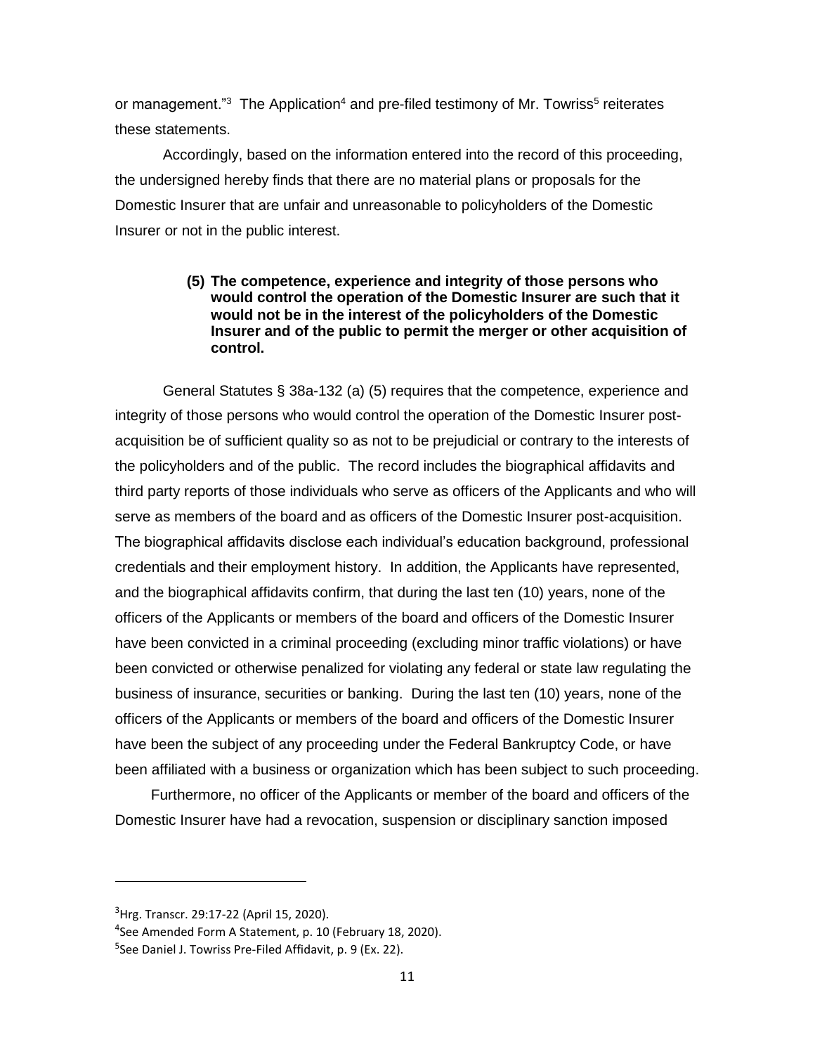or management."[3] The Application[4] and pre-filed testimony of Mr. Towriss[5] reiterates these statements.

Accordingly, based on the information entered into the record of this proceeding, the undersigned hereby finds that there are no material plans or proposals for the Domestic Insurer that are unfair and unreasonable to policyholders of the Domestic Insurer or not in the public interest.

**(5) The competence, experience and integrity of those persons who would control the operation of the Domestic Insurer are such that it would not be in the interest of the policyholders of the Domestic Insurer and of the public to permit the merger or other acquisition of control.**

General Statutes § 38a-132 (a) (5) requires that the competence, experience and integrity of those persons who would control the operation of the Domestic Insurer post-acquisition be of sufficient quality so as not to be prejudicial or contrary to the interests of the policyholders and of the public. The record includes the biographical affidavits and third party reports of those individuals who serve as officers of the Applicants and who will serve as members of the board and as officers of the Domestic Insurer post-acquisition. The biographical affidavits disclose each individual's education background, professional credentials and their employment history. In addition, the Applicants have represented, and the biographical affidavits confirm, that during the last ten (10) years, none of the officers of the Applicants or members of the board and officers of the Domestic Insurer have been convicted in a criminal proceeding (excluding minor traffic violations) or have been convicted or otherwise penalized for violating any federal or state law regulating the business of insurance, securities or banking. During the last ten (10) years, none of the officers of the Applicants or members of the board and officers of the Domestic Insurer have been the subject of any proceeding under the Federal Bankruptcy Code, or have been affiliated with a business or organization which has been subject to such proceeding.

Furthermore, no officer of the Applicants or member of the board and officers of the Domestic Insurer have had a revocation, suspension or disciplinary sanction imposed

---

[3] Hrg. Transcr. 29:17-22 (April 15, 2020).

[4] See Amended Form A Statement, p. 10 (February 18, 2020).

[5] See Daniel J. Towriss Pre-Filed Affidavit, p. 9 (Ex. 22).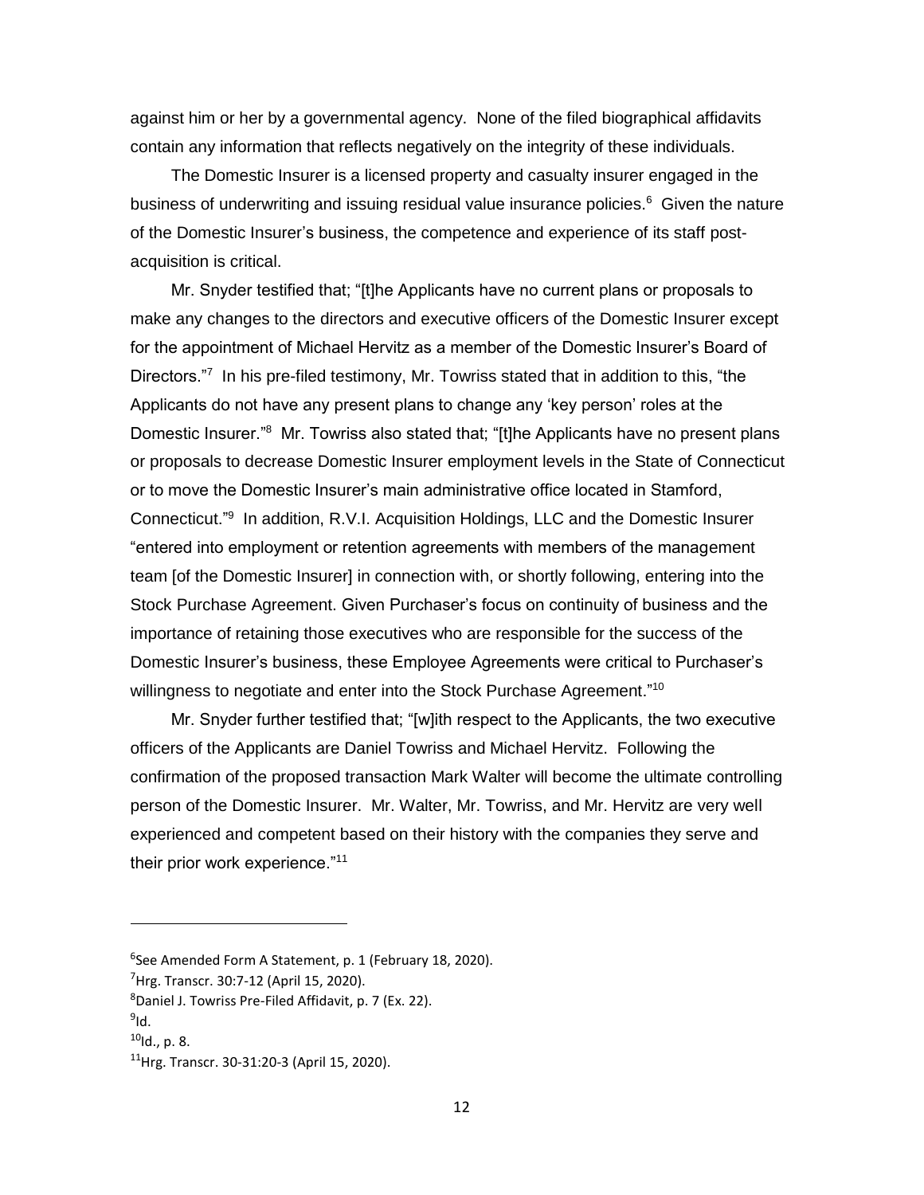against him or her by a governmental agency. None of the filed biographical affidavits contain any information that reflects negatively on the integrity of these individuals.

The Domestic Insurer is a licensed property and casualty insurer engaged in the business of underwriting and issuing residual value insurance policies.[6] Given the nature of the Domestic Insurer's business, the competence and experience of its staff post-acquisition is critical.

Mr. Snyder testified that; "[t]he Applicants have no current plans or proposals to make any changes to the directors and executive officers of the Domestic Insurer except for the appointment of Michael Hervitz as a member of the Domestic Insurer's Board of Directors."[7] In his pre-filed testimony, Mr. Towriss stated that in addition to this, "the Applicants do not have any present plans to change any 'key person' roles at the Domestic Insurer."[8] Mr. Towriss also stated that; "[t]he Applicants have no present plans or proposals to decrease Domestic Insurer employment levels in the State of Connecticut or to move the Domestic Insurer's main administrative office located in Stamford, Connecticut."[9] In addition, R.V.I. Acquisition Holdings, LLC and the Domestic Insurer "entered into employment or retention agreements with members of the management team [of the Domestic Insurer] in connection with, or shortly following, entering into the Stock Purchase Agreement. Given Purchaser's focus on continuity of business and the importance of retaining those executives who are responsible for the success of the Domestic Insurer's business, these Employee Agreements were critical to Purchaser's willingness to negotiate and enter into the Stock Purchase Agreement."[10]

Mr. Snyder further testified that; "[w]ith respect to the Applicants, the two executive officers of the Applicants are Daniel Towriss and Michael Hervitz. Following the confirmation of the proposed transaction Mark Walter will become the ultimate controlling person of the Domestic Insurer. Mr. Walter, Mr. Towriss, and Mr. Hervitz are very well experienced and competent based on their history with the companies they serve and their prior work experience."[11]

---

[6] See Amended Form A Statement, p. 1 (February 18, 2020).

[7] Hrg. Transcr. 30:7-12 (April 15, 2020).

[8] Daniel J. Towriss Pre-Filed Affidavit, p. 7 (Ex. 22).

[9] Id.

[10] Id., p. 8.

[11] Hrg. Transcr. 30-31:20-3 (April 15, 2020).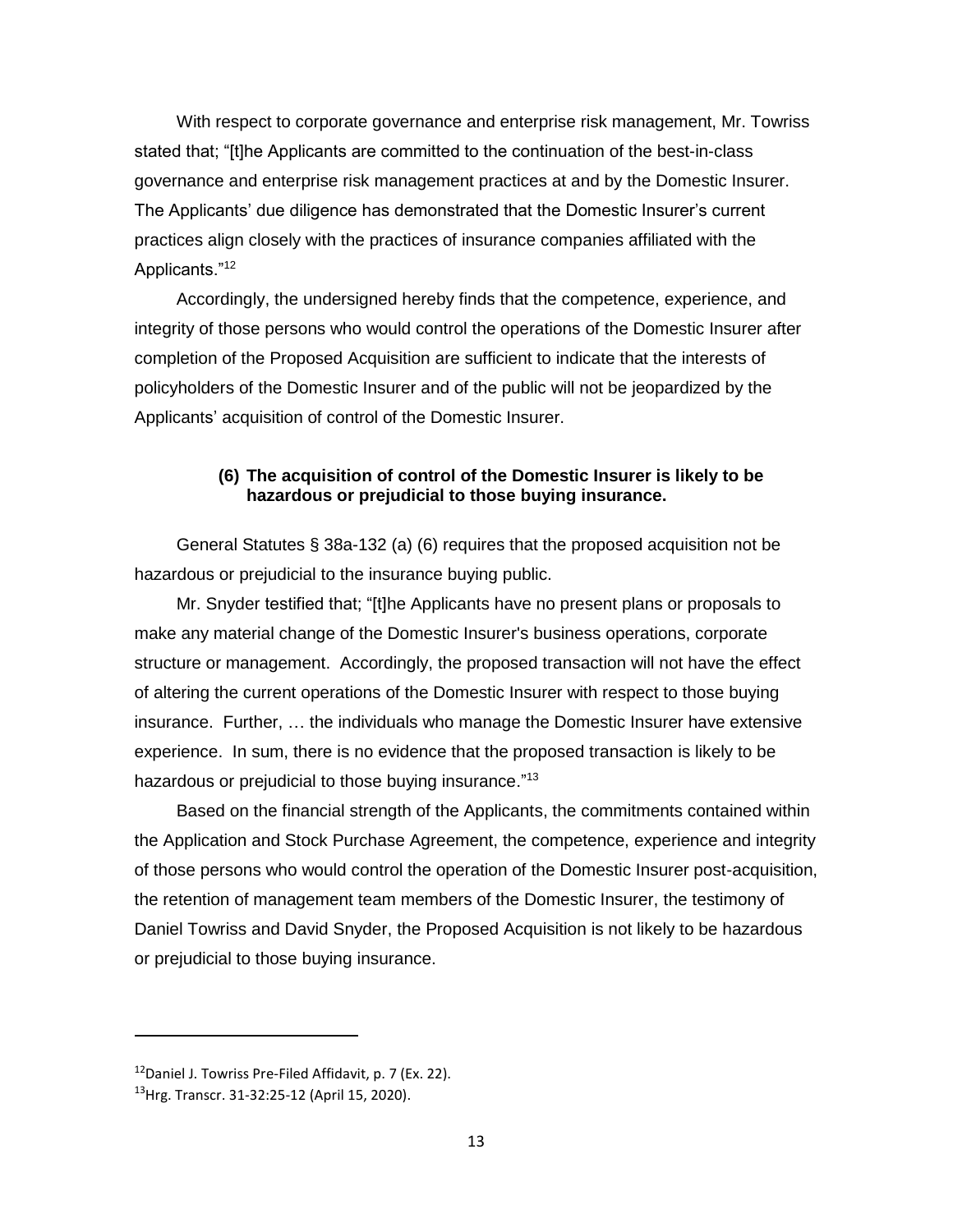With respect to corporate governance and enterprise risk management, Mr. Towriss stated that; "[t]he Applicants are committed to the continuation of the best-in-class governance and enterprise risk management practices at and by the Domestic Insurer. The Applicants' due diligence has demonstrated that the Domestic Insurer's current practices align closely with the practices of insurance companies affiliated with the Applicants."[12]

Accordingly, the undersigned hereby finds that the competence, experience, and integrity of those persons who would control the operations of the Domestic Insurer after completion of the Proposed Acquisition are sufficient to indicate that the interests of policyholders of the Domestic Insurer and of the public will not be jeopardized by the Applicants' acquisition of control of the Domestic Insurer.

### (6) The acquisition of control of the Domestic Insurer is likely to be hazardous or prejudicial to those buying insurance.

General Statutes § 38a-132 (a) (6) requires that the proposed acquisition not be hazardous or prejudicial to the insurance buying public.

Mr. Snyder testified that; "[t]he Applicants have no present plans or proposals to make any material change of the Domestic Insurer's business operations, corporate structure or management. Accordingly, the proposed transaction will not have the effect of altering the current operations of the Domestic Insurer with respect to those buying insurance. Further, … the individuals who manage the Domestic Insurer have extensive experience. In sum, there is no evidence that the proposed transaction is likely to be hazardous or prejudicial to those buying insurance."[13]

Based on the financial strength of the Applicants, the commitments contained within the Application and Stock Purchase Agreement, the competence, experience and integrity of those persons who would control the operation of the Domestic Insurer post-acquisition, the retention of management team members of the Domestic Insurer, the testimony of Daniel Towriss and David Snyder, the Proposed Acquisition is not likely to be hazardous or prejudicial to those buying insurance.

---

[12] Daniel J. Towriss Pre-Filed Affidavit, p. 7 (Ex. 22).

[13] Hrg. Transcr. 31-32:25-12 (April 15, 2020).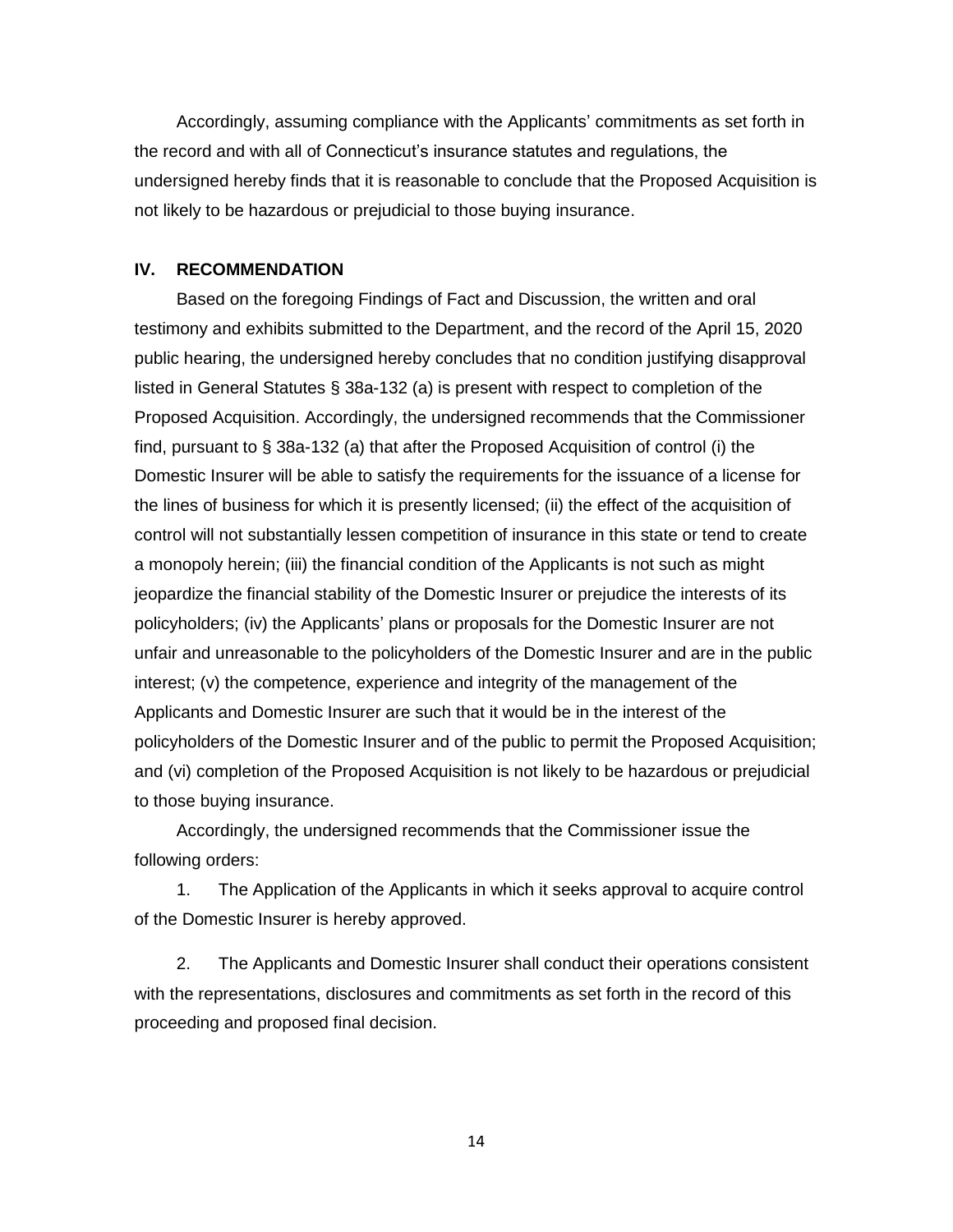Accordingly, assuming compliance with the Applicants' commitments as set forth in the record and with all of Connecticut's insurance statutes and regulations, the undersigned hereby finds that it is reasonable to conclude that the Proposed Acquisition is not likely to be hazardous or prejudicial to those buying insurance.

## IV. RECOMMENDATION

Based on the foregoing Findings of Fact and Discussion, the written and oral testimony and exhibits submitted to the Department, and the record of the April 15, 2020 public hearing, the undersigned hereby concludes that no condition justifying disapproval listed in General Statutes § 38a-132 (a) is present with respect to completion of the Proposed Acquisition. Accordingly, the undersigned recommends that the Commissioner find, pursuant to § 38a-132 (a) that after the Proposed Acquisition of control (i) the Domestic Insurer will be able to satisfy the requirements for the issuance of a license for the lines of business for which it is presently licensed; (ii) the effect of the acquisition of control will not substantially lessen competition of insurance in this state or tend to create a monopoly herein; (iii) the financial condition of the Applicants is not such as might jeopardize the financial stability of the Domestic Insurer or prejudice the interests of its policyholders; (iv) the Applicants' plans or proposals for the Domestic Insurer are not unfair and unreasonable to the policyholders of the Domestic Insurer and are in the public interest; (v) the competence, experience and integrity of the management of the Applicants and Domestic Insurer are such that it would be in the interest of the policyholders of the Domestic Insurer and of the public to permit the Proposed Acquisition; and (vi) completion of the Proposed Acquisition is not likely to be hazardous or prejudicial to those buying insurance.

Accordingly, the undersigned recommends that the Commissioner issue the following orders:

1. The Application of the Applicants in which it seeks approval to acquire control of the Domestic Insurer is hereby approved.

2. The Applicants and Domestic Insurer shall conduct their operations consistent with the representations, disclosures and commitments as set forth in the record of this proceeding and proposed final decision.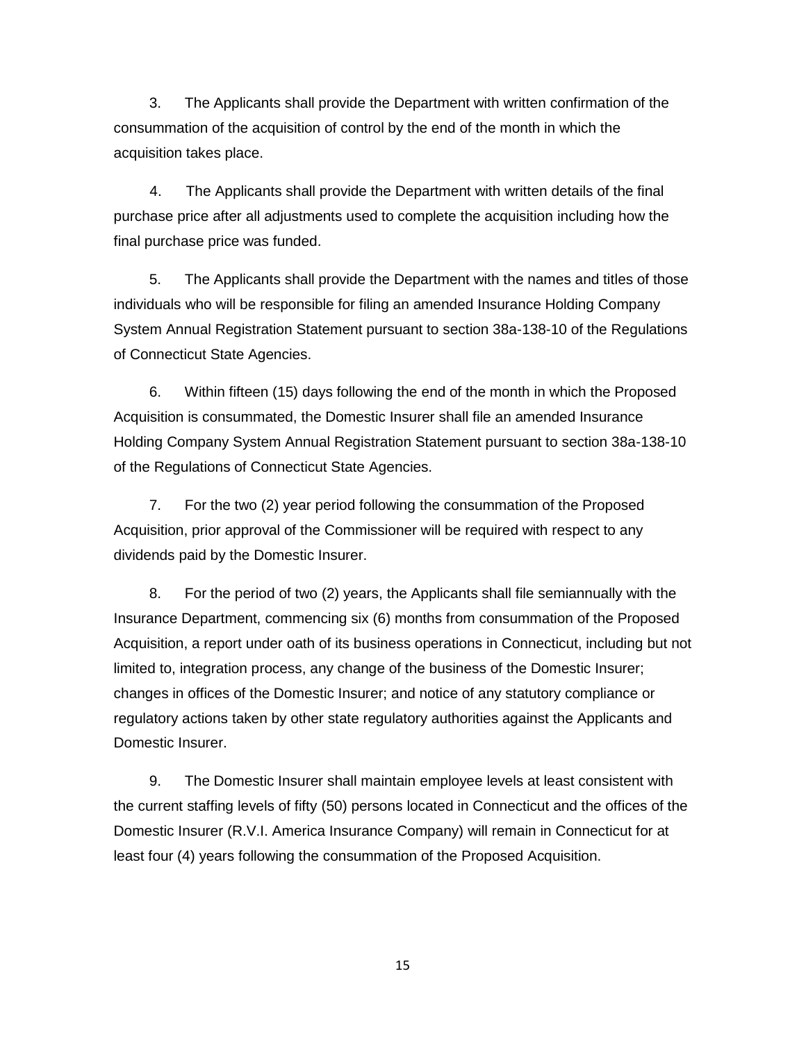3. The Applicants shall provide the Department with written confirmation of the consummation of the acquisition of control by the end of the month in which the acquisition takes place.

4. The Applicants shall provide the Department with written details of the final purchase price after all adjustments used to complete the acquisition including how the final purchase price was funded.

5. The Applicants shall provide the Department with the names and titles of those individuals who will be responsible for filing an amended Insurance Holding Company System Annual Registration Statement pursuant to section 38a-138-10 of the Regulations of Connecticut State Agencies.

6. Within fifteen (15) days following the end of the month in which the Proposed Acquisition is consummated, the Domestic Insurer shall file an amended Insurance Holding Company System Annual Registration Statement pursuant to section 38a-138-10 of the Regulations of Connecticut State Agencies.

7. For the two (2) year period following the consummation of the Proposed Acquisition, prior approval of the Commissioner will be required with respect to any dividends paid by the Domestic Insurer.

8. For the period of two (2) years, the Applicants shall file semiannually with the Insurance Department, commencing six (6) months from consummation of the Proposed Acquisition, a report under oath of its business operations in Connecticut, including but not limited to, integration process, any change of the business of the Domestic Insurer; changes in offices of the Domestic Insurer; and notice of any statutory compliance or regulatory actions taken by other state regulatory authorities against the Applicants and Domestic Insurer.

9. The Domestic Insurer shall maintain employee levels at least consistent with the current staffing levels of fifty (50) persons located in Connecticut and the offices of the Domestic Insurer (R.V.I. America Insurance Company) will remain in Connecticut for at least four (4) years following the consummation of the Proposed Acquisition.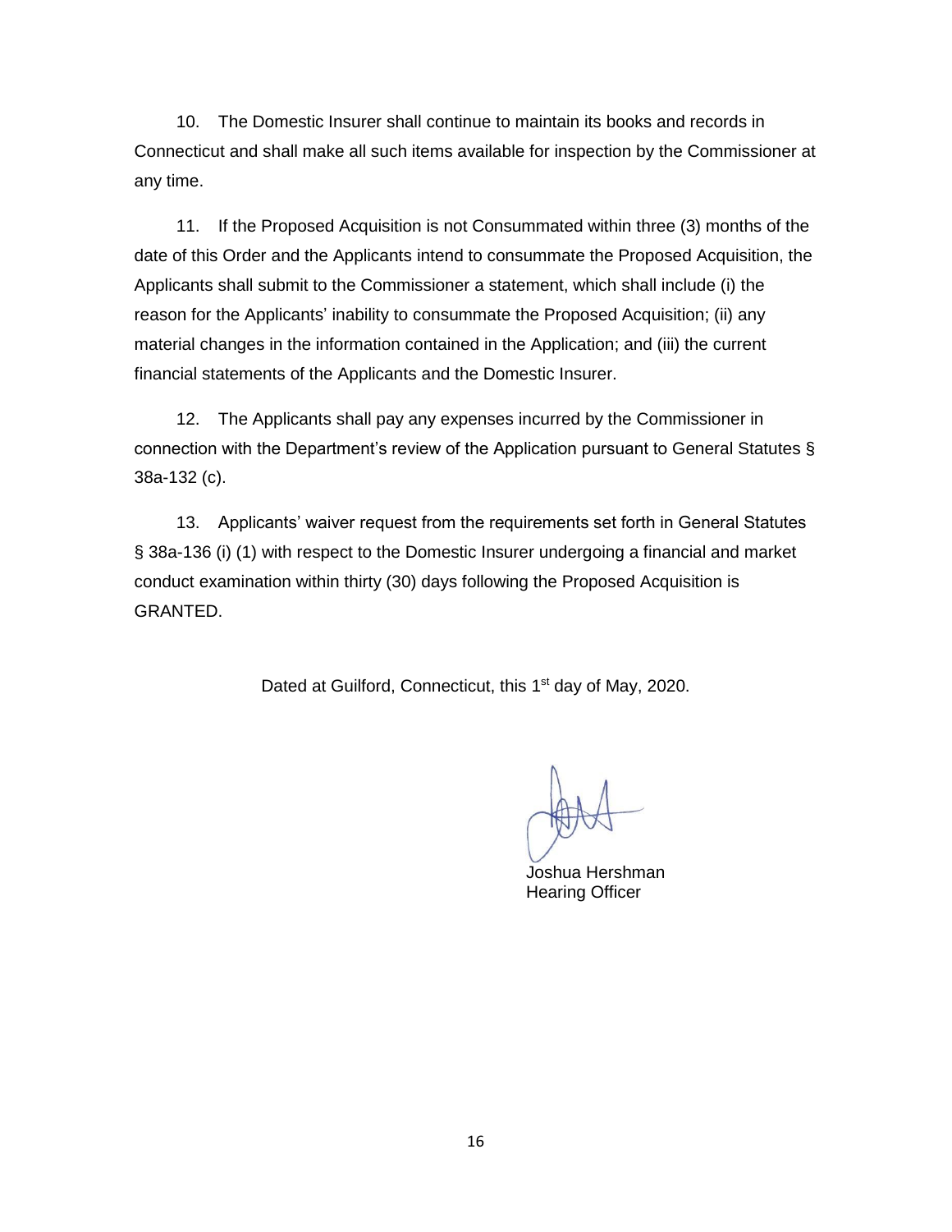10. The Domestic Insurer shall continue to maintain its books and records in Connecticut and shall make all such items available for inspection by the Commissioner at any time.

11. If the Proposed Acquisition is not Consummated within three (3) months of the date of this Order and the Applicants intend to consummate the Proposed Acquisition, the Applicants shall submit to the Commissioner a statement, which shall include (i) the reason for the Applicants' inability to consummate the Proposed Acquisition; (ii) any material changes in the information contained in the Application; and (iii) the current financial statements of the Applicants and the Domestic Insurer.

12. The Applicants shall pay any expenses incurred by the Commissioner in connection with the Department's review of the Application pursuant to General Statutes § 38a-132 (c).

13. Applicants' waiver request from the requirements set forth in General Statutes § 38a-136 (i) (1) with respect to the Domestic Insurer undergoing a financial and market conduct examination within thirty (30) days following the Proposed Acquisition is GRANTED.

Dated at Guilford, Connecticut, this 1st day of May, 2020.

Joshua Hershman
Hearing Officer